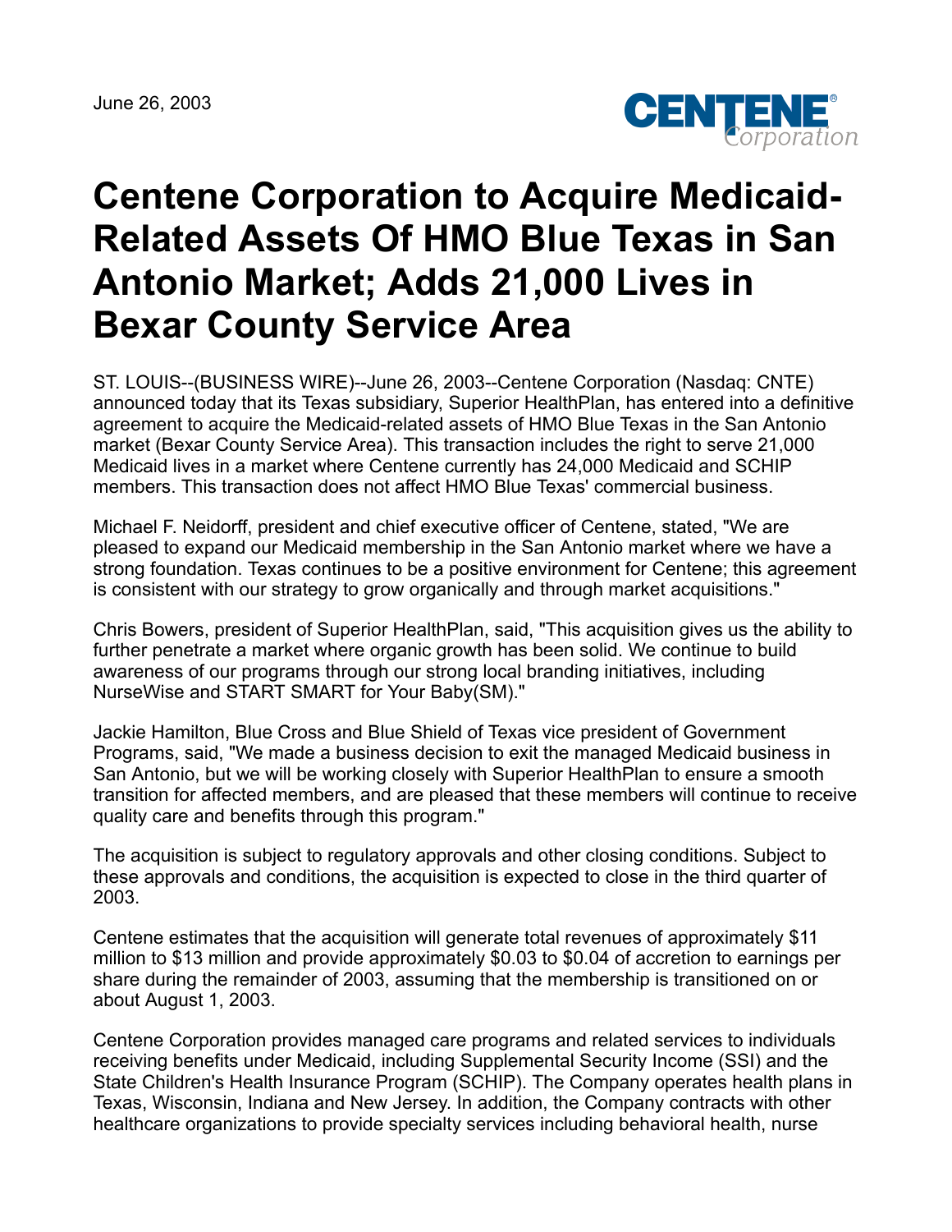June 26, 2003

# Centene Corporation to Acquire Medicaid-Related Assets Of HMO Blue Texas in San Antonio Market; Adds 21,000 Lives in Bexar County Service Area

ST. LOUIS--(BUSINESS WIRE)--June 26, 2003--Centene Corporation (Nasdaq: CNTE) announced today that its Texas subsidiary, Superior HealthPlan, has entered into a definitive agreement to acquire the Medicaid-related assets of HMO Blue Texas in the San Antonio market (Bexar County Service Area). This transaction includes the right to serve 21,000 Medicaid lives in a market where Centene currently has 24,000 Medicaid and SCHIP members. This transaction does not affect HMO Blue Texas' commercial business.

Michael F. Neidorff, president and chief executive officer of Centene, stated, "We are pleased to expand our Medicaid membership in the San Antonio market where we have a strong foundation. Texas continues to be a positive environment for Centene; this agreement is consistent with our strategy to grow organically and through market acquisitions."

Chris Bowers, president of Superior HealthPlan, said, "This acquisition gives us the ability to further penetrate a market where organic growth has been solid. We continue to build awareness of our programs through our strong local branding initiatives, including NurseWise and START SMART for Your Baby(SM)."

Jackie Hamilton, Blue Cross and Blue Shield of Texas vice president of Government Programs, said, "We made a business decision to exit the managed Medicaid business in San Antonio, but we will be working closely with Superior HealthPlan to ensure a smooth transition for affected members, and are pleased that these members will continue to receive quality care and benefits through this program."

The acquisition is subject to regulatory approvals and other closing conditions. Subject to these approvals and conditions, the acquisition is expected to close in the third quarter of 2003.

Centene estimates that the acquisition will generate total revenues of approximately $11 million to $13 million and provide approximately $0.03 to $0.04 of accretion to earnings per share during the remainder of 2003, assuming that the membership is transitioned on or about August 1, 2003.

Centene Corporation provides managed care programs and related services to individuals receiving benefits under Medicaid, including Supplemental Security Income (SSI) and the State Children's Health Insurance Program (SCHIP). The Company operates health plans in Texas, Wisconsin, Indiana and New Jersey. In addition, the Company contracts with other healthcare organizations to provide specialty services including behavioral health, nurse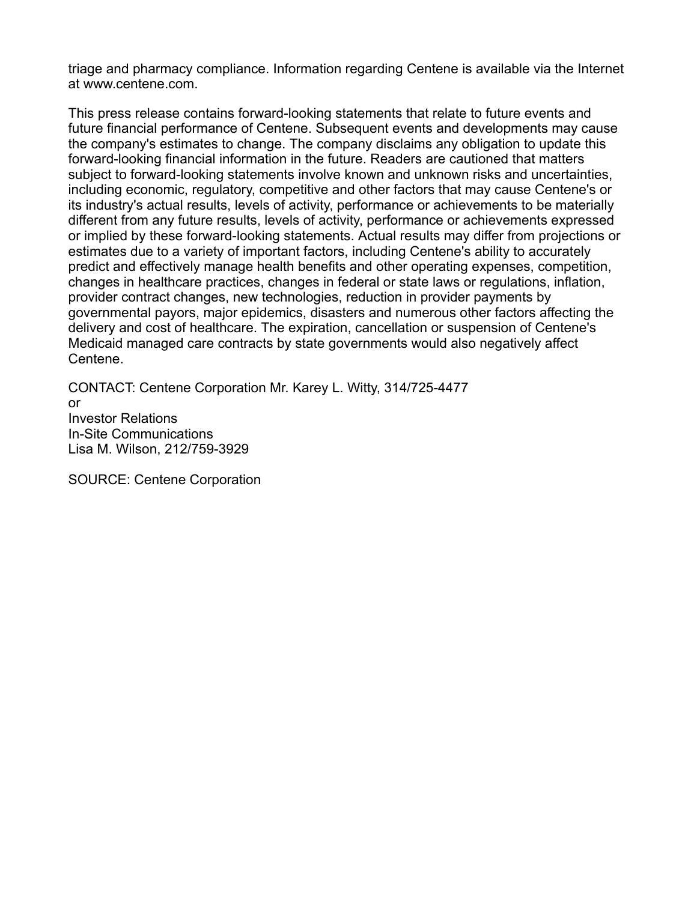triage and pharmacy compliance. Information regarding Centene is available via the Internet at www.centene.com.

This press release contains forward-looking statements that relate to future events and future financial performance of Centene. Subsequent events and developments may cause the company's estimates to change. The company disclaims any obligation to update this forward-looking financial information in the future. Readers are cautioned that matters subject to forward-looking statements involve known and unknown risks and uncertainties, including economic, regulatory, competitive and other factors that may cause Centene's or its industry's actual results, levels of activity, performance or achievements to be materially different from any future results, levels of activity, performance or achievements expressed or implied by these forward-looking statements. Actual results may differ from projections or estimates due to a variety of important factors, including Centene's ability to accurately predict and effectively manage health benefits and other operating expenses, competition, changes in healthcare practices, changes in federal or state laws or regulations, inflation, provider contract changes, new technologies, reduction in provider payments by governmental payors, major epidemics, disasters and numerous other factors affecting the delivery and cost of healthcare. The expiration, cancellation or suspension of Centene's Medicaid managed care contracts by state governments would also negatively affect Centene.

CONTACT: Centene Corporation Mr. Karey L. Witty, 314/725-4477
or
Investor Relations
In-Site Communications
Lisa M. Wilson, 212/759-3929

SOURCE: Centene Corporation